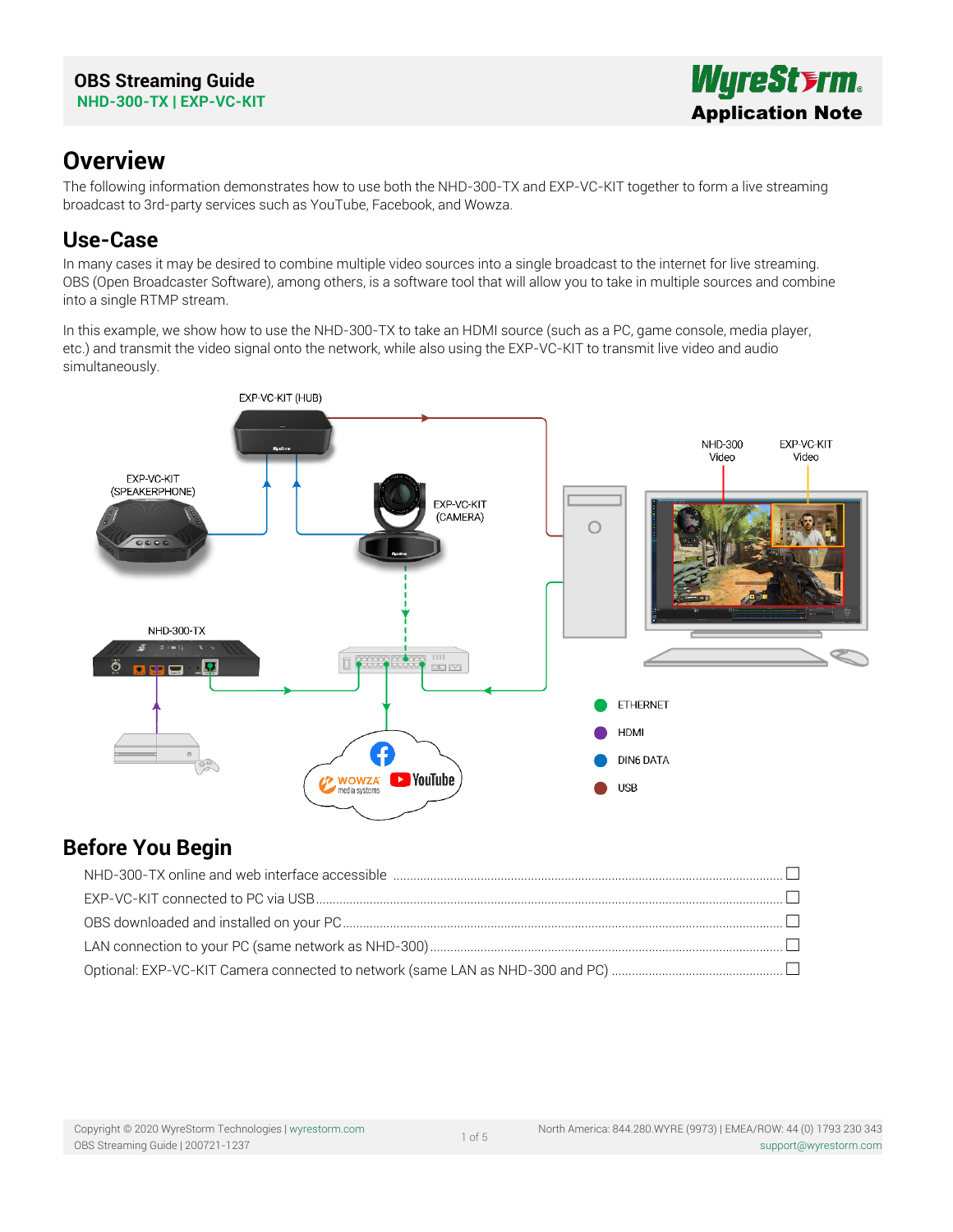# Overview

The following information demonstrates how to use both the NHD-300-TX and EXP-VC-KIT together to form a live streaming broadcast to 3rd-party services such as YouTube, Facebook, and Wowza.

# Use-Case

In many cases it may be desired to combine multiple video sources into a single broadcast to the internet for live streaming. OBS (Open Broadcaster Software), among others, is a software tool that will allow you to take in multiple sources and combine into a single RTMP stream.

In this example, we show how to use the NHD-300-TX to take an HDMI source (such as a PC, game console, media player, etc.) and transmit the video signal onto the network, while also using the EXP-VC-KIT to transmit live video and audio simultaneously.

# Before You Begin

- NHD-300-TX online and web interface accessible ☐
- EXP-VC-KIT connected to PC via USB ☐
- OBS downloaded and installed on your PC ☐
- LAN connection to your PC (same network as NHD-300) ☐
- Optional: EXP-VC-KIT Camera connected to network (same LAN as NHD-300 and PC) ☐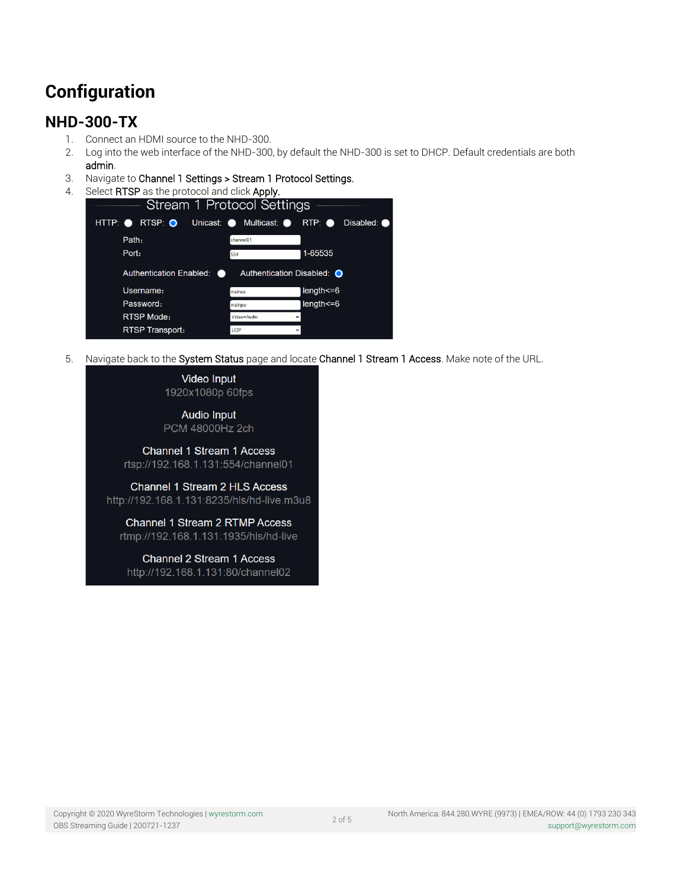# Configuration

## NHD-300-TX

1. Connect an HDMI source to the NHD-300.
2. Log into the web interface of the NHD-300, by default the NHD-300 is set to DHCP. Default credentials are both **admin**.
3. Navigate to **Channel 1 Settings > Stream 1 Protocol Settings.**
4. Select **RTSP** as the protocol and click **Apply.**

5. Navigate back to the **System Status** page and locate **Channel 1 Stream 1 Access**. Make note of the URL.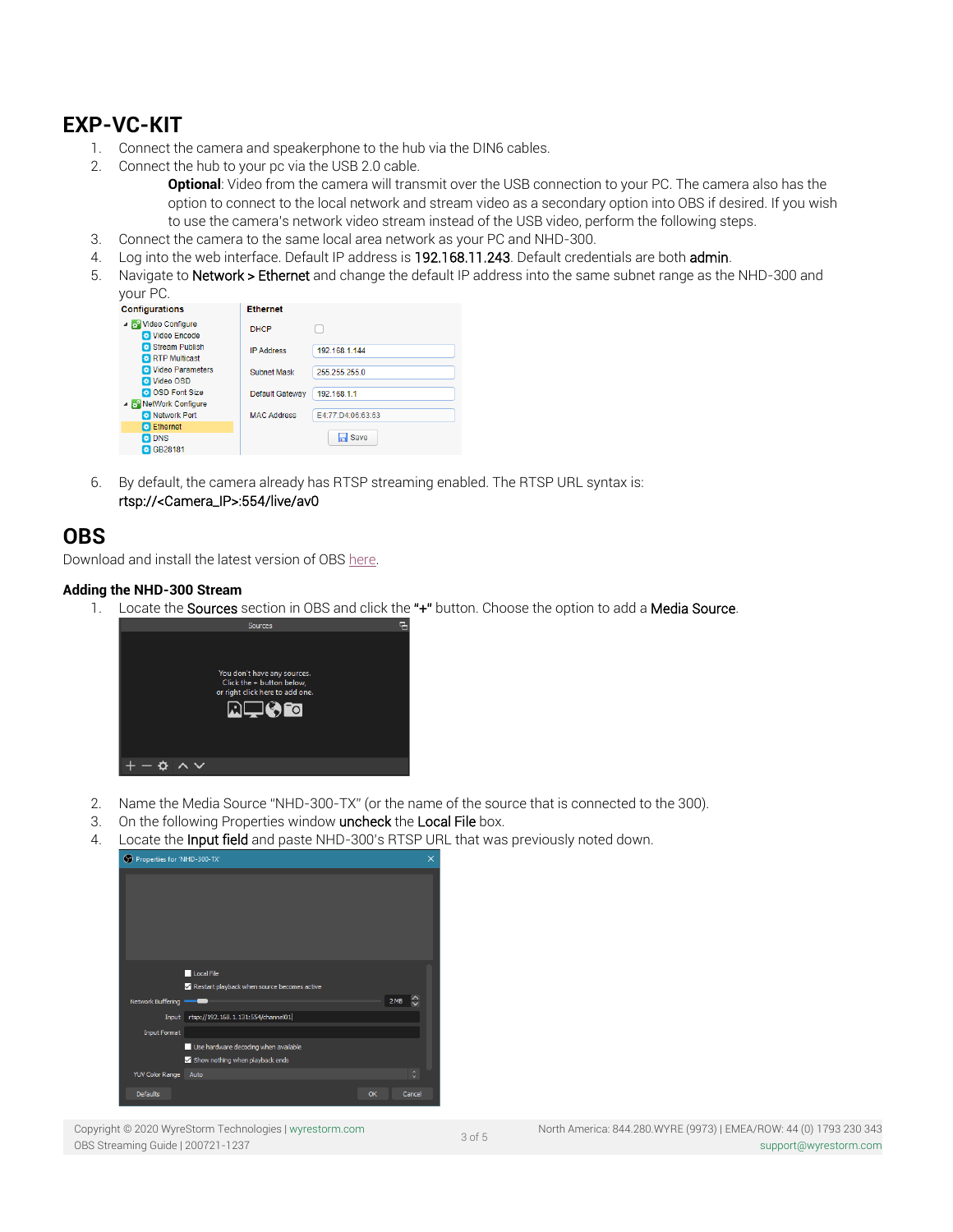## EXP-VC-KIT

1. Connect the camera and speakerphone to the hub via the DIN6 cables.
2. Connect the hub to your pc via the USB 2.0 cable.

   **Optional**: Video from the camera will transmit over the USB connection to your PC. The camera also has the option to connect to the local network and stream video as a secondary option into OBS if desired. If you wish to use the camera's network video stream instead of the USB video, perform the following steps.
3. Connect the camera to the same local area network as your PC and NHD-300.
4. Log into the web interface. Default IP address is 192.168.11.243. Default credentials are both admin.
5. Navigate to Network > Ethernet and change the default IP address into the same subnet range as the NHD-300 and your PC.
6. By default, the camera already has RTSP streaming enabled. The RTSP URL syntax is: rtsp://<Camera_IP>:554/live/av0

## OBS

Download and install the latest version of OBS here.

### Adding the NHD-300 Stream

1. Locate the Sources section in OBS and click the "+" button. Choose the option to add a Media Source.
2. Name the Media Source "NHD-300-TX" (or the name of the source that is connected to the 300).
3. On the following Properties window uncheck the Local File box.
4. Locate the Input field and paste NHD-300's RTSP URL that was previously noted down.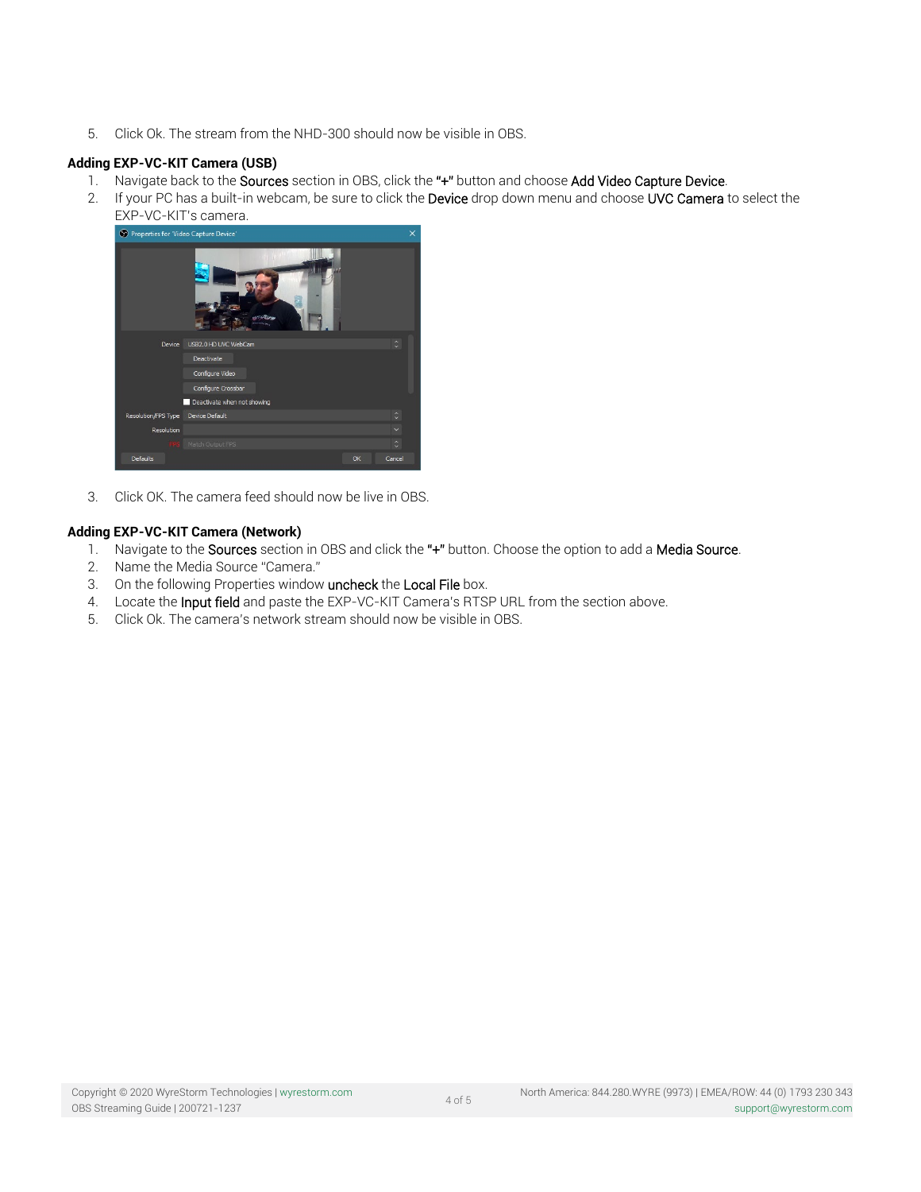5. Click Ok. The stream from the NHD-300 should now be visible in OBS.

**Adding EXP-VC-KIT Camera (USB)**

1. Navigate back to the Sources section in OBS, click the "+" button and choose Add Video Capture Device.
2. If your PC has a built-in webcam, be sure to click the Device drop down menu and choose UVC Camera to select the EXP-VC-KIT's camera.
3. Click OK. The camera feed should now be live in OBS.

**Adding EXP-VC-KIT Camera (Network)**

1. Navigate to the Sources section in OBS and click the "+" button. Choose the option to add a Media Source.
2. Name the Media Source "Camera."
3. On the following Properties window uncheck the Local File box.
4. Locate the Input field and paste the EXP-VC-KIT Camera's RTSP URL from the section above.
5. Click Ok. The camera's network stream should now be visible in OBS.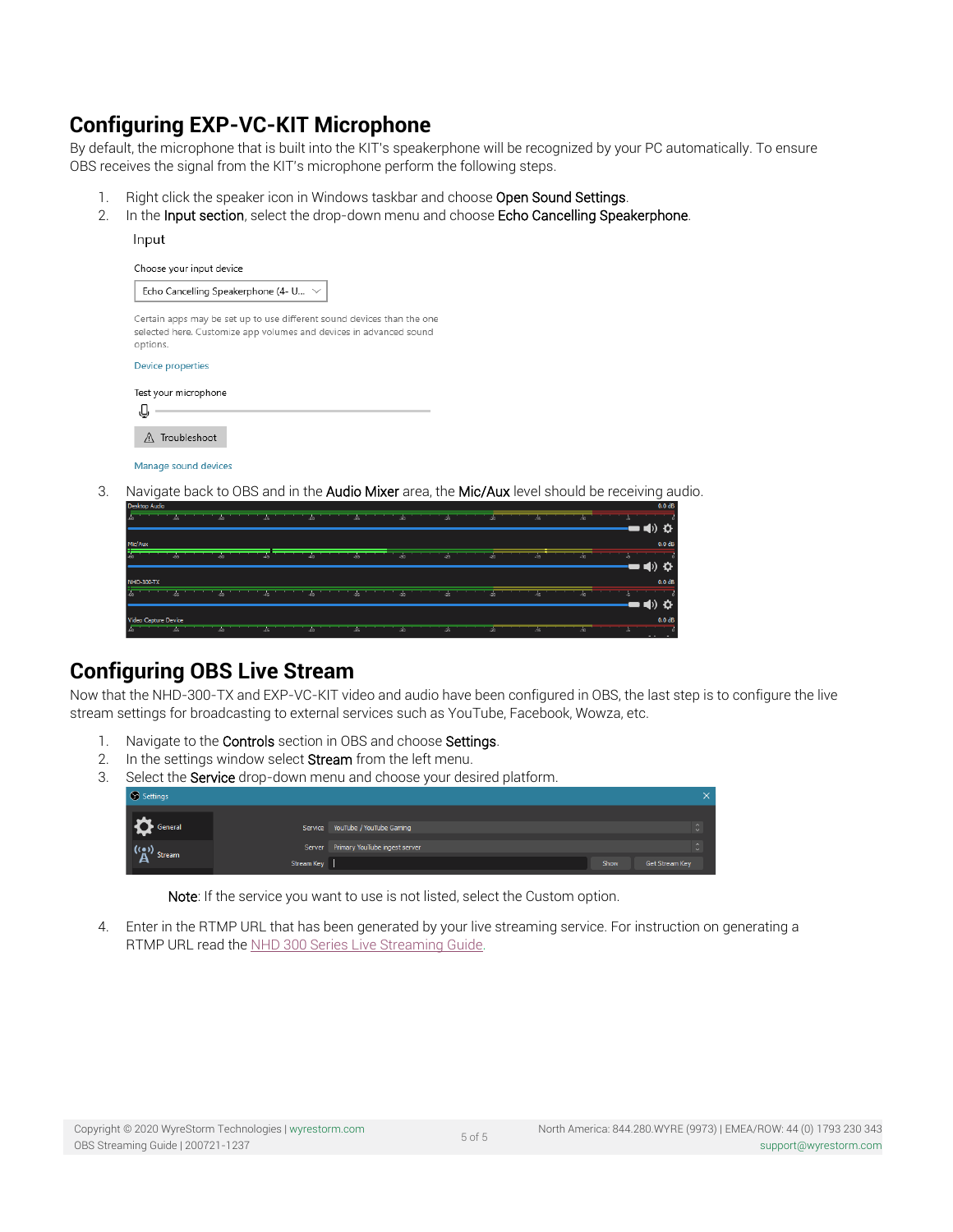## Configuring EXP-VC-KIT Microphone

By default, the microphone that is built into the KIT's speakerphone will be recognized by your PC automatically. To ensure OBS receives the signal from the KIT's microphone perform the following steps.

1. Right click the speaker icon in Windows taskbar and choose **Open Sound Settings**.
2. In the **Input section**, select the drop-down menu and choose **Echo Cancelling Speakerphone**.
3. Navigate back to OBS and in the **Audio Mixer** area, the **Mic/Aux** level should be receiving audio.

## Configuring OBS Live Stream

Now that the NHD-300-TX and EXP-VC-KIT video and audio have been configured in OBS, the last step is to configure the live stream settings for broadcasting to external services such as YouTube, Facebook, Wowza, etc.

1. Navigate to the **Controls** section in OBS and choose **Settings**.
2. In the settings window select **Stream** from the left menu.
3. Select the **Service** drop-down menu and choose your desired platform.

   **Note**: If the service you want to use is not listed, select the Custom option.

4. Enter in the RTMP URL that has been generated by your live streaming service. For instruction on generating a RTMP URL read the NHD 300 Series Live Streaming Guide.